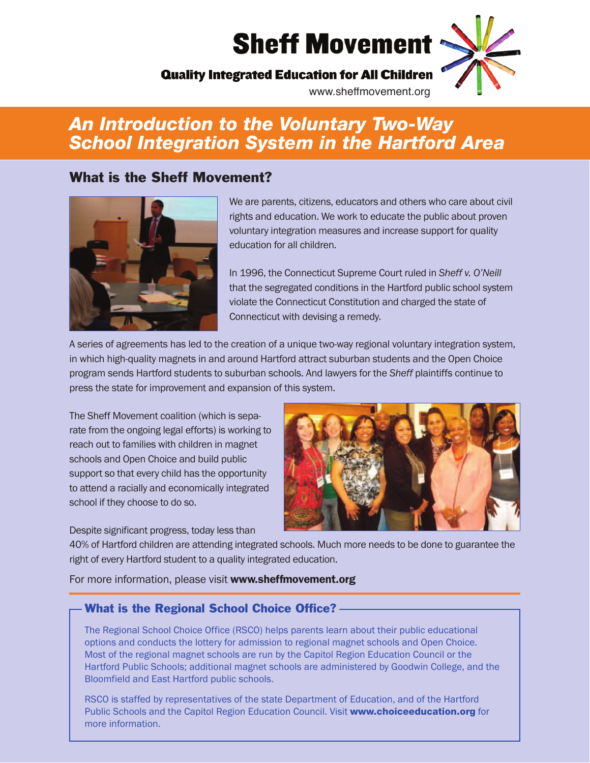# Sheff Movement

**Quality Integrated Education for All Children**

www.sheffmovement.org

## *An Introduction to the Voluntary Two-Way School Integration System in the Hartford Area*

### What is the Sheff Movement?

We are parents, citizens, educators and others who care about civil rights and education. We work to educate the public about proven voluntary integration measures and increase support for quality education for all children.

In 1996, the Connecticut Supreme Court ruled in *Sheff v. O'Neill* that the segregated conditions in the Hartford public school system violate the Connecticut Constitution and charged the state of Connecticut with devising a remedy.

A series of agreements has led to the creation of a unique two-way regional voluntary integration system, in which high-quality magnets in and around Hartford attract suburban students and the Open Choice program sends Hartford students to suburban schools. And lawyers for the *Sheff* plaintiffs continue to press the state for improvement and expansion of this system.

The Sheff Movement coalition (which is separate from the ongoing legal efforts) is working to reach out to families with children in magnet schools and Open Choice and build public support so that every child has the opportunity to attend a racially and economically integrated school if they choose to do so.

Despite significant progress, today less than 40% of Hartford children are attending integrated schools. Much more needs to be done to guarantee the right of every Hartford student to a quality integrated education.

For more information, please visit **www.sheffmovement.org**

### What is the Regional School Choice Office?

The Regional School Choice Office (RSCO) helps parents learn about their public educational options and conducts the lottery for admission to regional magnet schools and Open Choice. Most of the regional magnet schools are run by the Capitol Region Education Council or the Hartford Public Schools; additional magnet schools are administered by Goodwin College, and the Bloomfield and East Hartford public schools.

RSCO is staffed by representatives of the state Department of Education, and of the Hartford Public Schools and the Capitol Region Education Council. Visit **www.choiceeducation.org** for more information.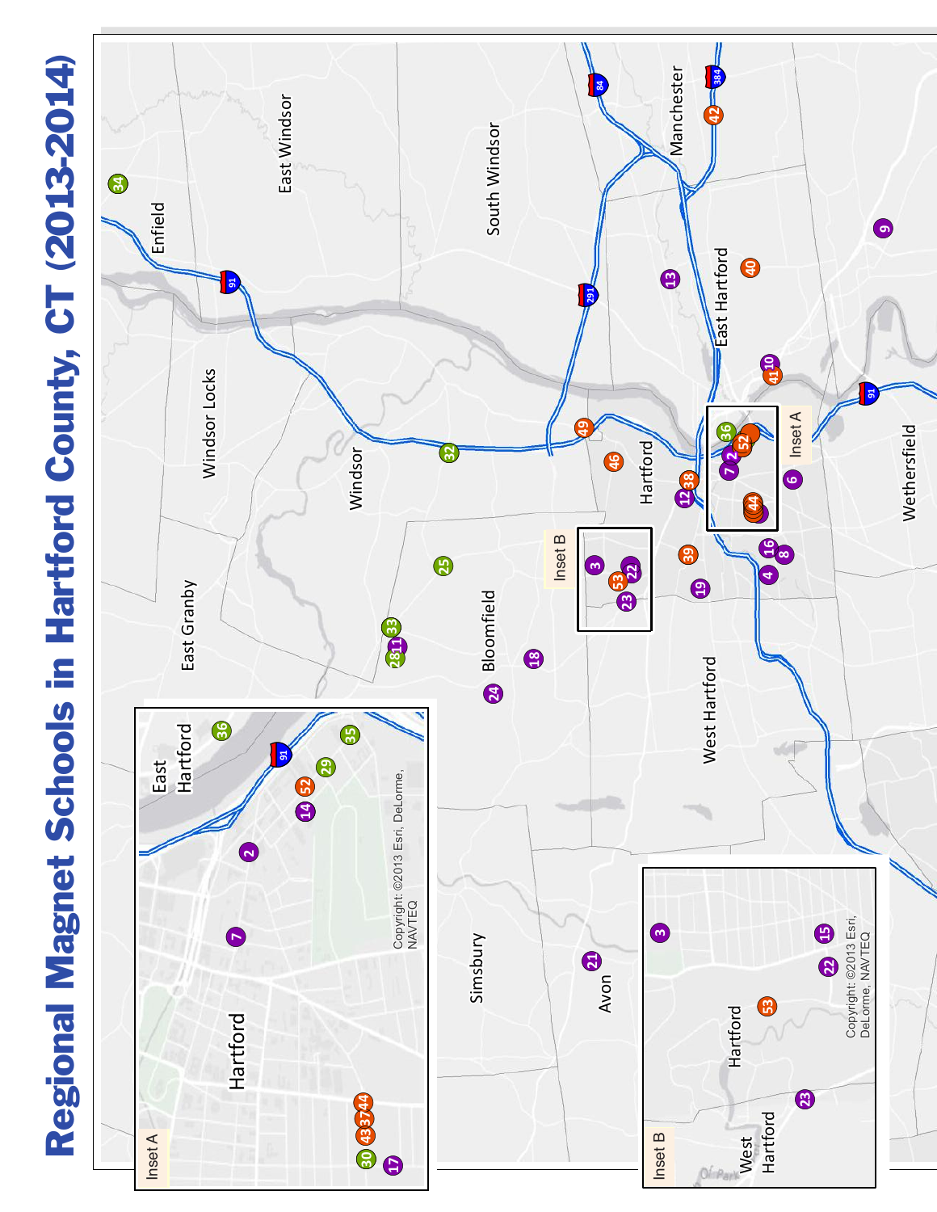# Regional Magnet Schools in Hartford County, CT (2013-2014)

Enfield

East Windsor

South Windsor

Manchester

Windsor Locks

East Granby

Windsor

Bloomfield

Hartford

East Hartford

West Hartford

Wethersfield

Simsbury

Avon

Inset A

Inset B

Copyright: ©2013 Esri, DeLorme, NAVTEQ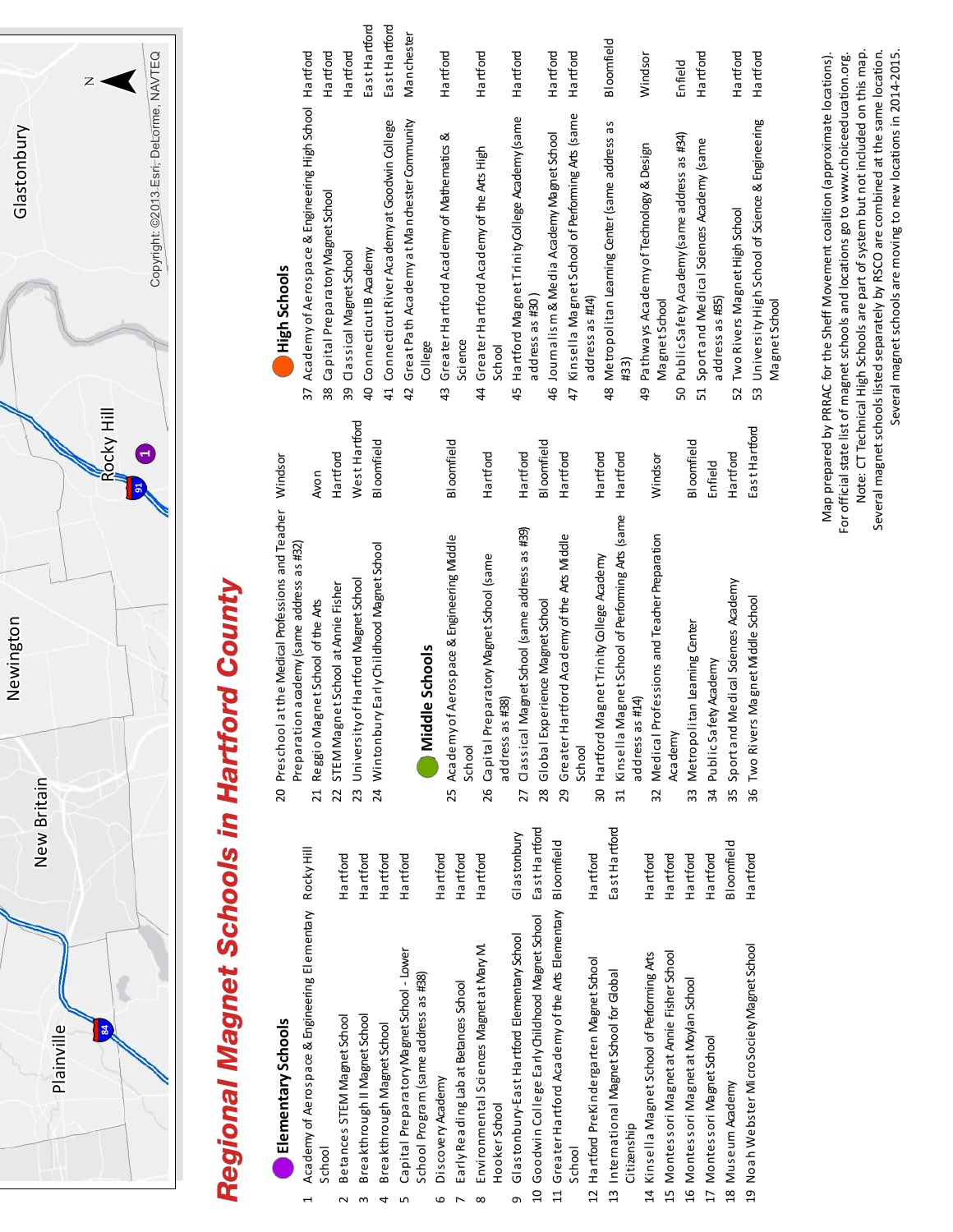# Regional Magnet Schools in Hartford County

Plainville, New Britain, Newington, Rocky Hill, Glastonbury

Copyright: ©2013 Esri, DeLorme, NAVTEQ

## Elementary Schools

| # | School | Town |
|---|---|---|
| 1 | Academy of Aerospace & Engineering Elementary School | Rocky Hill |
| 2 | Betances STEM Magnet School | Hartford |
| 3 | Breakthrough II Magnet School | Hartford |
| 4 | Breakthrough Magnet School | Hartford |
| 5 | Capital Preparatory Magnet School - Lower School Program (same address as #38) | Hartford |
| 6 | Discovery Academy | Hartford |
| 7 | Early Reading Lab at Betances School | Hartford |
| 8 | Environmental Sciences Magnet at Mary M. Hooker School | Hartford |
| 9 | Glastonbury-East Hartford Elementary School | Glastonbury |
| 10 | Goodwin College Early Childhood Magnet School | East Hartford |
| 11 | Greater Hartford Academy of the Arts Elementary School | Bloomfield |
| 12 | Hartford PreKindergarten Magnet School | Hartford |
| 13 | International Magnet School for Global Citizenship | East Hartford |
| 14 | Kinsella Magnet School of Performing Arts | Hartford |
| 15 | Montessori Magnet at Annie Fisher School | Hartford |
| 16 | Montessori Magnet at Moylan School | Hartford |
| 17 | Montessori Magnet School | Hartford |
| 18 | Museum Academy | Bloomfield |
| 19 | Noah Webster MicroSociety Magnet School | Hartford |
| 20 | Preschool at the Medical Professions and Teacher Preparation academy (same address as #32) | Windsor |
| 21 | Reggio Magnet School of the Arts | Avon |
| 22 | STEM Magnet School at Annie Fisher | Hartford |
| 23 | University of Hartford Magnet School | West Hartford |
| 24 | Wintonbury Early Childhood Magnet School | Bloomfield |

## Middle Schools

| # | School | Town |
|---|---|---|
| 25 | Academy of Aerospace & Engineering Middle School | Bloomfield |
| 26 | Capital Preparatory Magnet School (same address as #38) | Hartford |
| 27 | Classical Magnet School (same address as #39) | Hartford |
| 28 | Global Experience Magnet School | Bloomfield |
| 29 | Greater Hartford Academy of the Arts Middle School | Hartford |
| 30 | Hartford Magnet Trinity College Academy | Hartford |
| 31 | Kinsella Magnet School of Performing Arts (same address as #14) | Hartford |
| 32 | Medical Professions and Teacher Preparation Academy | Windsor |
| 33 | Metropolitan Learning Center | Bloomfield |
| 34 | Public Safety Academy | Enfield |
| 35 | Sport and Medical Sciences Academy | Hartford |
| 36 | Two Rivers Magnet Middle School | East Hartford |

## High Schools

| # | School | Town |
|---|---|---|
| 37 | Academy of Aerospace & Engineering High School | Hartford |
| 38 | Capital Preparatory Magnet School | Hartford |
| 39 | Classical Magnet School | Hartford |
| 40 | Connecticut IB Academy | East Hartford |
| 41 | Connecticut River Academy at Goodwin College | East Hartford |
| 42 | Great Path Academy at Manchester Community College | Manchester |
| 43 | Greater Hartford Academy of Mathematics & Science | Hartford |
| 44 | Greater Hartford Academy of the Arts High School | Hartford |
| 45 | Hartford Magnet Trinity College Academy (same address as #30) | Hartford |
| 46 | Journalism & Media Academy Magnet School | Hartford |
| 47 | Kinsella Magnet School of Performing Arts (same address as #14) | Hartford |
| 48 | Metropolitan Learning Center (same address as #33) | Bloomfield |
| 49 | Pathways Academy of Technology & Design Magnet School | Windsor |
| 50 | Public Safety Academy (same address as #34) | Enfield |
| 51 | Sport and Medical Sciences Academy (same address as #35) | Hartford |
| 52 | Two Rivers Magnet High School | Hartford |
| 53 | University High School of Science & Engineering Magnet School | Hartford |

Map prepared by PRRAC for the Sheff Movement coalition (approximate locations).
For official state list of magnet schools and locations go to www.choiceeducation.org.
Note: CT Technical High Schools are part of system but not included on this map.
Several magnet schools listed separately by RSCO are combined at the same location.
Several magnet schools are moving to new locations in 2014-2015.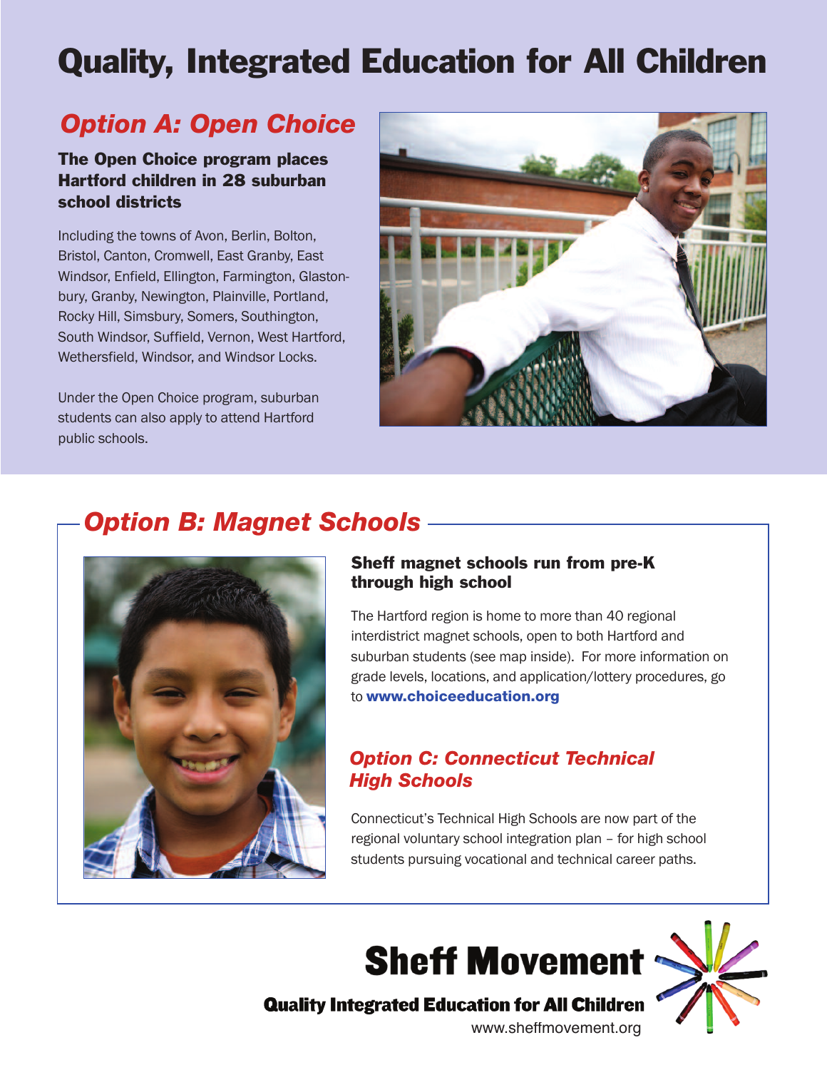# Quality, Integrated Education for All Children

## *Option A: Open Choice*

**The Open Choice program places Hartford children in 28 suburban school districts**

Including the towns of Avon, Berlin, Bolton, Bristol, Canton, Cromwell, East Granby, East Windsor, Enfield, Ellington, Farmington, Glastonbury, Granby, Newington, Plainville, Portland, Rocky Hill, Simsbury, Somers, Southington, South Windsor, Suffield, Vernon, West Hartford, Wethersfield, Windsor, and Windsor Locks.

Under the Open Choice program, suburban students can also apply to attend Hartford public schools.

## *Option B: Magnet Schools*

**Sheff magnet schools run from pre-K through high school**

The Hartford region is home to more than 40 regional interdistrict magnet schools, open to both Hartford and suburban students (see map inside). For more information on grade levels, locations, and application/lottery procedures, go to **www.choiceeducation.org**

## *Option C: Connecticut Technical High Schools*

Connecticut's Technical High Schools are now part of the regional voluntary school integration plan – for high school students pursuing vocational and technical career paths.

**Sheff Movement**

**Quality Integrated Education for All Children**

www.sheffmovement.org